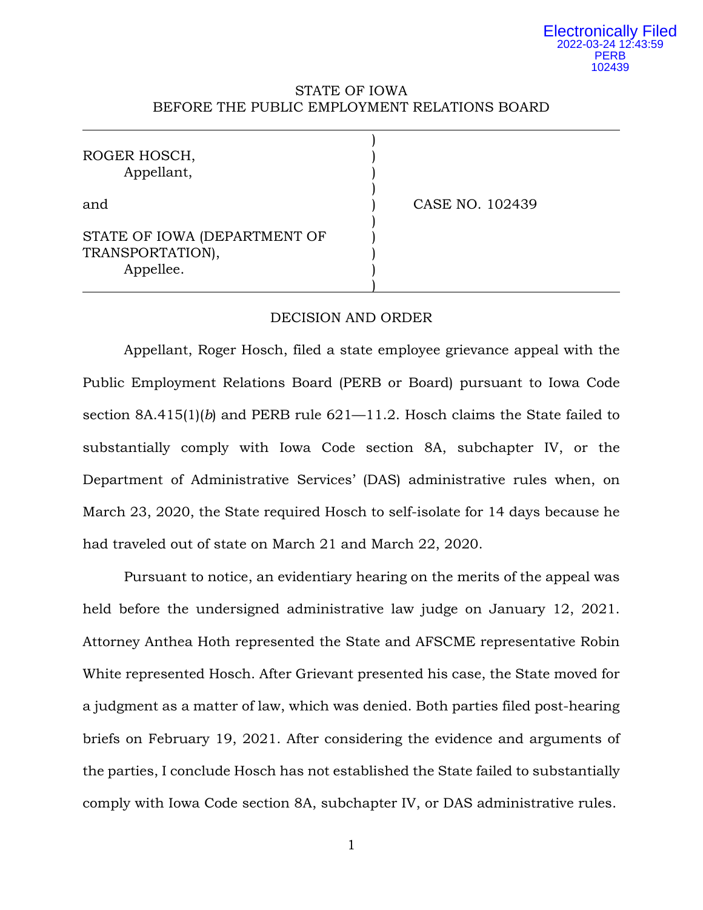Electronically Filed
2022-03-24 12:43:59
PERB
102439

STATE OF IOWA
BEFORE THE PUBLIC EMPLOYMENT RELATIONS BOARD

| | |
|---|---|
| ROGER HOSCH,<br>Appellant,<br><br>and<br><br>STATE OF IOWA (DEPARTMENT OF TRANSPORTATION),<br>Appellee. | CASE NO. 102439 |

DECISION AND ORDER

Appellant, Roger Hosch, filed a state employee grievance appeal with the Public Employment Relations Board (PERB or Board) pursuant to Iowa Code section 8A.415(1)(*b*) and PERB rule 621—11.2. Hosch claims the State failed to substantially comply with Iowa Code section 8A, subchapter IV, or the Department of Administrative Services' (DAS) administrative rules when, on March 23, 2020, the State required Hosch to self-isolate for 14 days because he had traveled out of state on March 21 and March 22, 2020.

Pursuant to notice, an evidentiary hearing on the merits of the appeal was held before the undersigned administrative law judge on January 12, 2021. Attorney Anthea Hoth represented the State and AFSCME representative Robin White represented Hosch. After Grievant presented his case, the State moved for a judgment as a matter of law, which was denied. Both parties filed post-hearing briefs on February 19, 2021. After considering the evidence and arguments of the parties, I conclude Hosch has not established the State failed to substantially comply with Iowa Code section 8A, subchapter IV, or DAS administrative rules.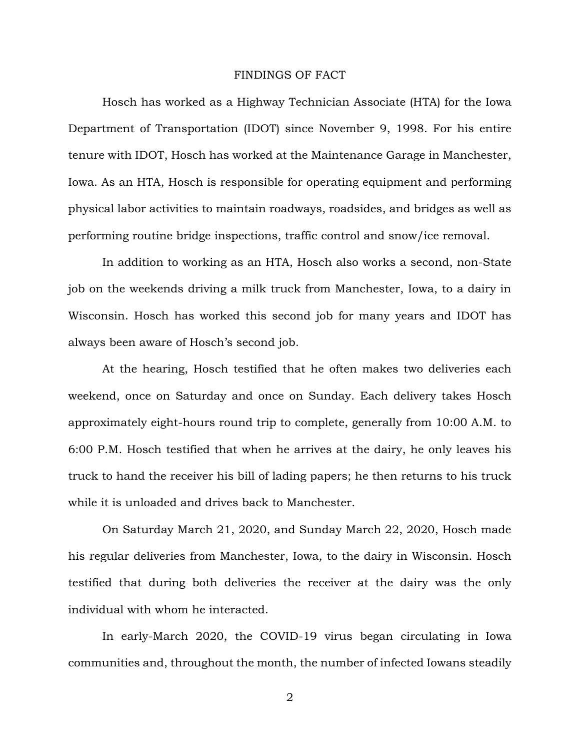## FINDINGS OF FACT

Hosch has worked as a Highway Technician Associate (HTA) for the Iowa Department of Transportation (IDOT) since November 9, 1998. For his entire tenure with IDOT, Hosch has worked at the Maintenance Garage in Manchester, Iowa. As an HTA, Hosch is responsible for operating equipment and performing physical labor activities to maintain roadways, roadsides, and bridges as well as performing routine bridge inspections, traffic control and snow/ice removal.

In addition to working as an HTA, Hosch also works a second, non-State job on the weekends driving a milk truck from Manchester, Iowa, to a dairy in Wisconsin. Hosch has worked this second job for many years and IDOT has always been aware of Hosch's second job.

At the hearing, Hosch testified that he often makes two deliveries each weekend, once on Saturday and once on Sunday. Each delivery takes Hosch approximately eight-hours round trip to complete, generally from 10:00 A.M. to 6:00 P.M. Hosch testified that when he arrives at the dairy, he only leaves his truck to hand the receiver his bill of lading papers; he then returns to his truck while it is unloaded and drives back to Manchester.

On Saturday March 21, 2020, and Sunday March 22, 2020, Hosch made his regular deliveries from Manchester, Iowa, to the dairy in Wisconsin. Hosch testified that during both deliveries the receiver at the dairy was the only individual with whom he interacted.

In early-March 2020, the COVID-19 virus began circulating in Iowa communities and, throughout the month, the number of infected Iowans steadily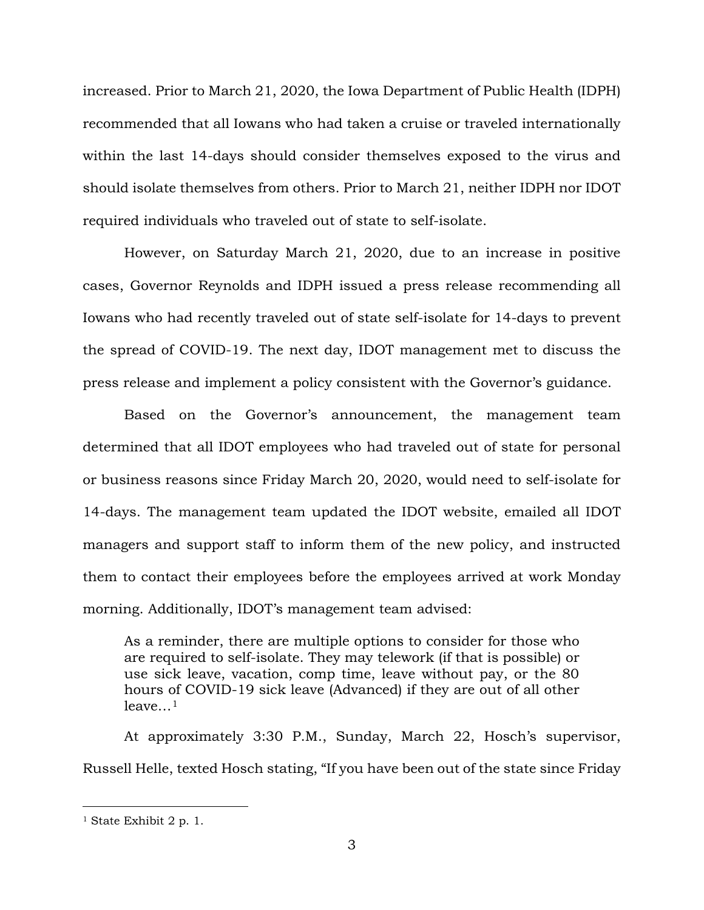increased. Prior to March 21, 2020, the Iowa Department of Public Health (IDPH) recommended that all Iowans who had taken a cruise or traveled internationally within the last 14-days should consider themselves exposed to the virus and should isolate themselves from others. Prior to March 21, neither IDPH nor IDOT required individuals who traveled out of state to self-isolate.

However, on Saturday March 21, 2020, due to an increase in positive cases, Governor Reynolds and IDPH issued a press release recommending all Iowans who had recently traveled out of state self-isolate for 14-days to prevent the spread of COVID-19. The next day, IDOT management met to discuss the press release and implement a policy consistent with the Governor's guidance.

Based on the Governor's announcement, the management team determined that all IDOT employees who had traveled out of state for personal or business reasons since Friday March 20, 2020, would need to self-isolate for 14-days. The management team updated the IDOT website, emailed all IDOT managers and support staff to inform them of the new policy, and instructed them to contact their employees before the employees arrived at work Monday morning. Additionally, IDOT's management team advised:

> As a reminder, there are multiple options to consider for those who are required to self-isolate. They may telework (if that is possible) or use sick leave, vacation, comp time, leave without pay, or the 80 hours of COVID-19 sick leave (Advanced) if they are out of all other leave…[1]

At approximately 3:30 P.M., Sunday, March 22, Hosch's supervisor, Russell Helle, texted Hosch stating, "If you have been out of the state since Friday

---

[1] State Exhibit 2 p. 1.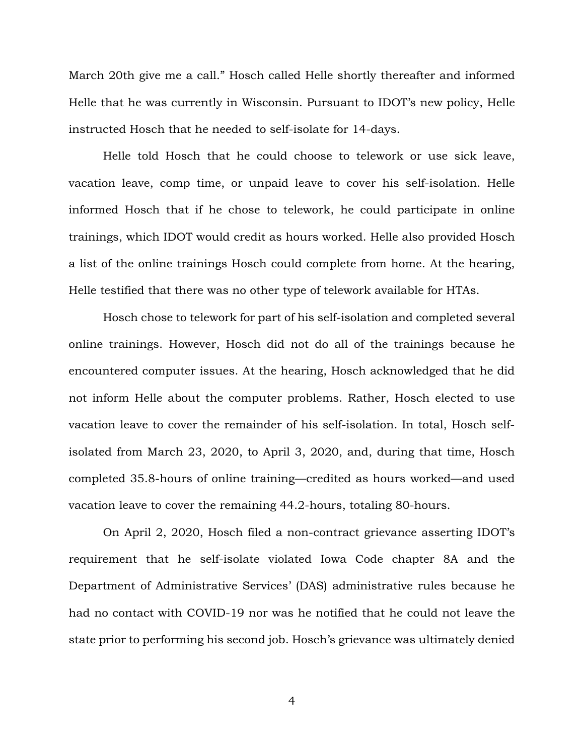March 20th give me a call." Hosch called Helle shortly thereafter and informed Helle that he was currently in Wisconsin. Pursuant to IDOT's new policy, Helle instructed Hosch that he needed to self-isolate for 14-days.

Helle told Hosch that he could choose to telework or use sick leave, vacation leave, comp time, or unpaid leave to cover his self-isolation. Helle informed Hosch that if he chose to telework, he could participate in online trainings, which IDOT would credit as hours worked. Helle also provided Hosch a list of the online trainings Hosch could complete from home. At the hearing, Helle testified that there was no other type of telework available for HTAs.

Hosch chose to telework for part of his self-isolation and completed several online trainings. However, Hosch did not do all of the trainings because he encountered computer issues. At the hearing, Hosch acknowledged that he did not inform Helle about the computer problems. Rather, Hosch elected to use vacation leave to cover the remainder of his self-isolation. In total, Hosch self-isolated from March 23, 2020, to April 3, 2020, and, during that time, Hosch completed 35.8-hours of online training—credited as hours worked—and used vacation leave to cover the remaining 44.2-hours, totaling 80-hours.

On April 2, 2020, Hosch filed a non-contract grievance asserting IDOT's requirement that he self-isolate violated Iowa Code chapter 8A and the Department of Administrative Services' (DAS) administrative rules because he had no contact with COVID-19 nor was he notified that he could not leave the state prior to performing his second job. Hosch's grievance was ultimately denied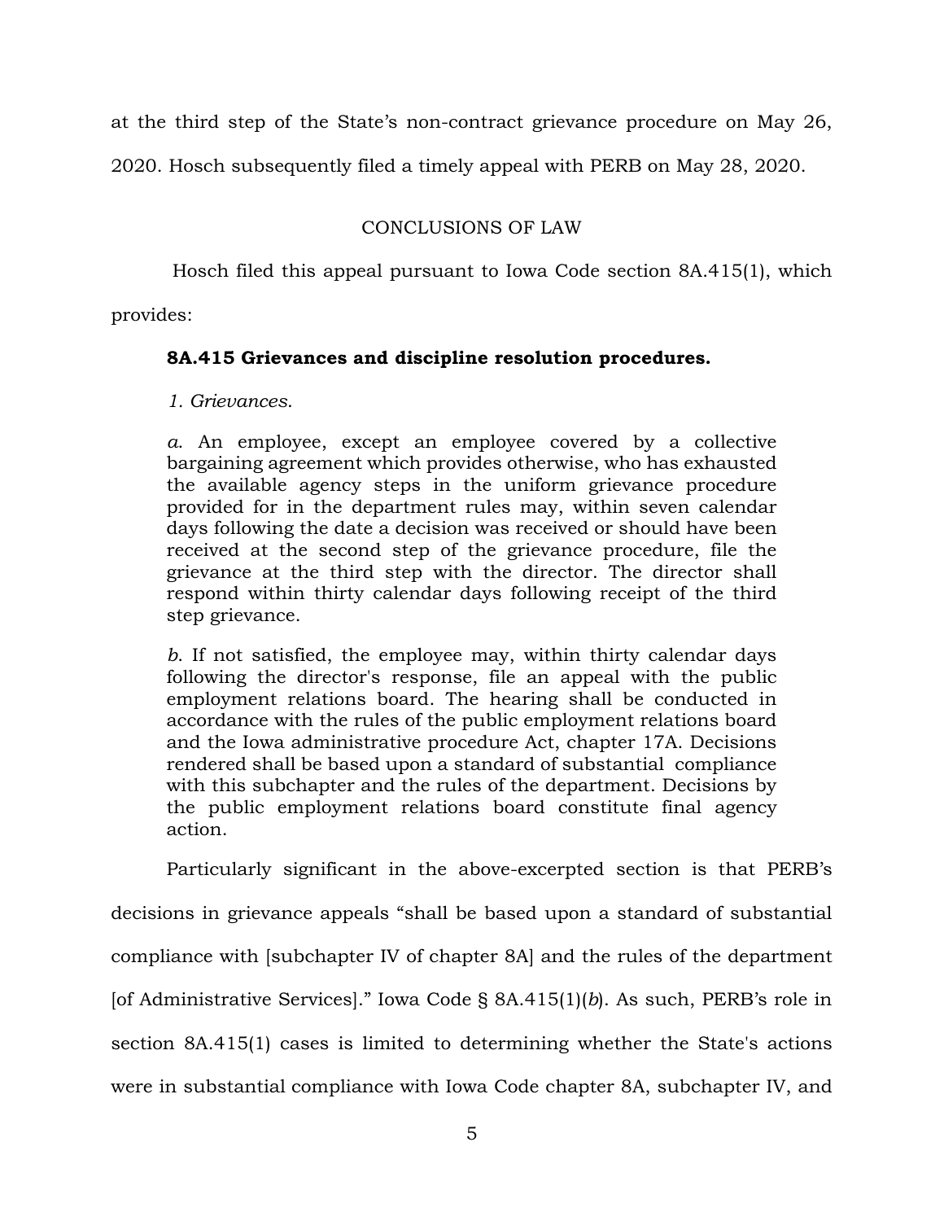at the third step of the State's non-contract grievance procedure on May 26, 2020. Hosch subsequently filed a timely appeal with PERB on May 28, 2020.

## CONCLUSIONS OF LAW

Hosch filed this appeal pursuant to Iowa Code section 8A.415(1), which provides:

> **8A.415 Grievances and discipline resolution procedures.**
>
> *1. Grievances.*
>
> *a*. An employee, except an employee covered by a collective bargaining agreement which provides otherwise, who has exhausted the available agency steps in the uniform grievance procedure provided for in the department rules may, within seven calendar days following the date a decision was received or should have been received at the second step of the grievance procedure, file the grievance at the third step with the director. The director shall respond within thirty calendar days following receipt of the third step grievance.
>
> *b*. If not satisfied, the employee may, within thirty calendar days following the director's response, file an appeal with the public employment relations board. The hearing shall be conducted in accordance with the rules of the public employment relations board and the Iowa administrative procedure Act, chapter 17A. Decisions rendered shall be based upon a standard of substantial compliance with this subchapter and the rules of the department. Decisions by the public employment relations board constitute final agency action.

Particularly significant in the above-excerpted section is that PERB's decisions in grievance appeals "shall be based upon a standard of substantial compliance with [subchapter IV of chapter 8A] and the rules of the department [of Administrative Services]." Iowa Code § 8A.415(1)(*b*). As such, PERB's role in section 8A.415(1) cases is limited to determining whether the State's actions were in substantial compliance with Iowa Code chapter 8A, subchapter IV, and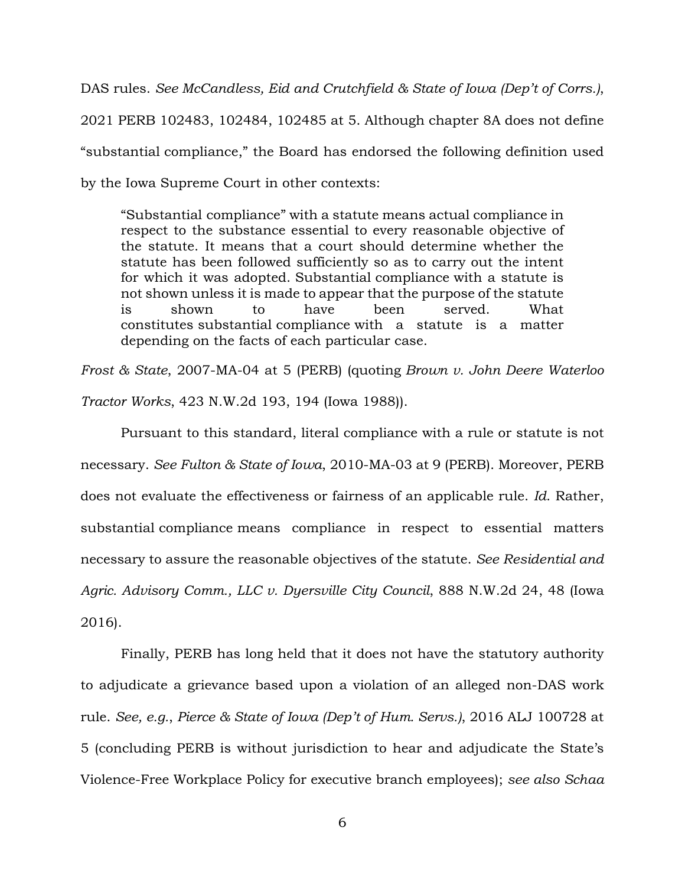DAS rules. *See McCandless, Eid and Crutchfield & State of Iowa (Dep't of Corrs.)*, 2021 PERB 102483, 102484, 102485 at 5. Although chapter 8A does not define "substantial compliance," the Board has endorsed the following definition used by the Iowa Supreme Court in other contexts:

> "Substantial compliance" with a statute means actual compliance in respect to the substance essential to every reasonable objective of the statute. It means that a court should determine whether the statute has been followed sufficiently so as to carry out the intent for which it was adopted. Substantial compliance with a statute is not shown unless it is made to appear that the purpose of the statute is shown to have been served. What constitutes substantial compliance with a statute is a matter depending on the facts of each particular case.

*Frost & State*, 2007-MA-04 at 5 (PERB) (quoting *Brown v. John Deere Waterloo Tractor Works*, 423 N.W.2d 193, 194 (Iowa 1988)).

Pursuant to this standard, literal compliance with a rule or statute is not necessary. *See Fulton & State of Iowa*, 2010-MA-03 at 9 (PERB). Moreover, PERB does not evaluate the effectiveness or fairness of an applicable rule. *Id.* Rather, substantial compliance means compliance in respect to essential matters necessary to assure the reasonable objectives of the statute. *See Residential and Agric. Advisory Comm., LLC v. Dyersville City Council*, 888 N.W.2d 24, 48 (Iowa 2016).

Finally, PERB has long held that it does not have the statutory authority to adjudicate a grievance based upon a violation of an alleged non-DAS work rule. *See, e.g.*, *Pierce & State of Iowa (Dep't of Hum. Servs.)*, 2016 ALJ 100728 at 5 (concluding PERB is without jurisdiction to hear and adjudicate the State's Violence-Free Workplace Policy for executive branch employees); *see also Schaa*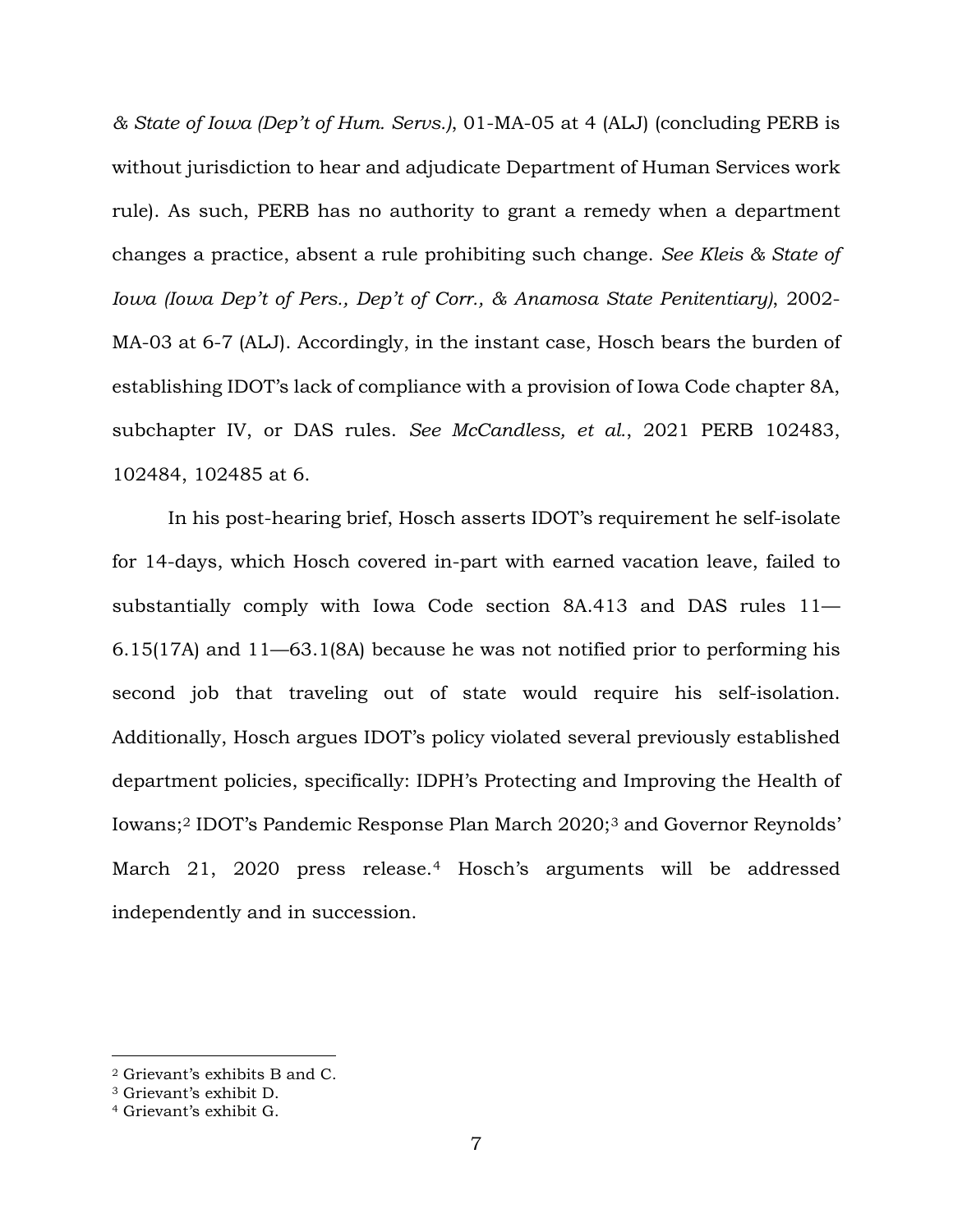*& State of Iowa (Dep't of Hum. Servs.)*, 01-MA-05 at 4 (ALJ) (concluding PERB is without jurisdiction to hear and adjudicate Department of Human Services work rule). As such, PERB has no authority to grant a remedy when a department changes a practice, absent a rule prohibiting such change. *See Kleis & State of Iowa (Iowa Dep't of Pers., Dep't of Corr., & Anamosa State Penitentiary)*, 2002-MA-03 at 6-7 (ALJ). Accordingly, in the instant case, Hosch bears the burden of establishing IDOT's lack of compliance with a provision of Iowa Code chapter 8A, subchapter IV, or DAS rules. *See McCandless, et al.*, 2021 PERB 102483, 102484, 102485 at 6.

In his post-hearing brief, Hosch asserts IDOT's requirement he self-isolate for 14-days, which Hosch covered in-part with earned vacation leave, failed to substantially comply with Iowa Code section 8A.413 and DAS rules 11—6.15(17A) and 11—63.1(8A) because he was not notified prior to performing his second job that traveling out of state would require his self-isolation. Additionally, Hosch argues IDOT's policy violated several previously established department policies, specifically: IDPH's Protecting and Improving the Health of Iowans;[2] IDOT's Pandemic Response Plan March 2020;[3] and Governor Reynolds' March 21, 2020 press release.[4] Hosch's arguments will be addressed independently and in succession.

---

[2] Grievant's exhibits B and C.
[3] Grievant's exhibit D.
[4] Grievant's exhibit G.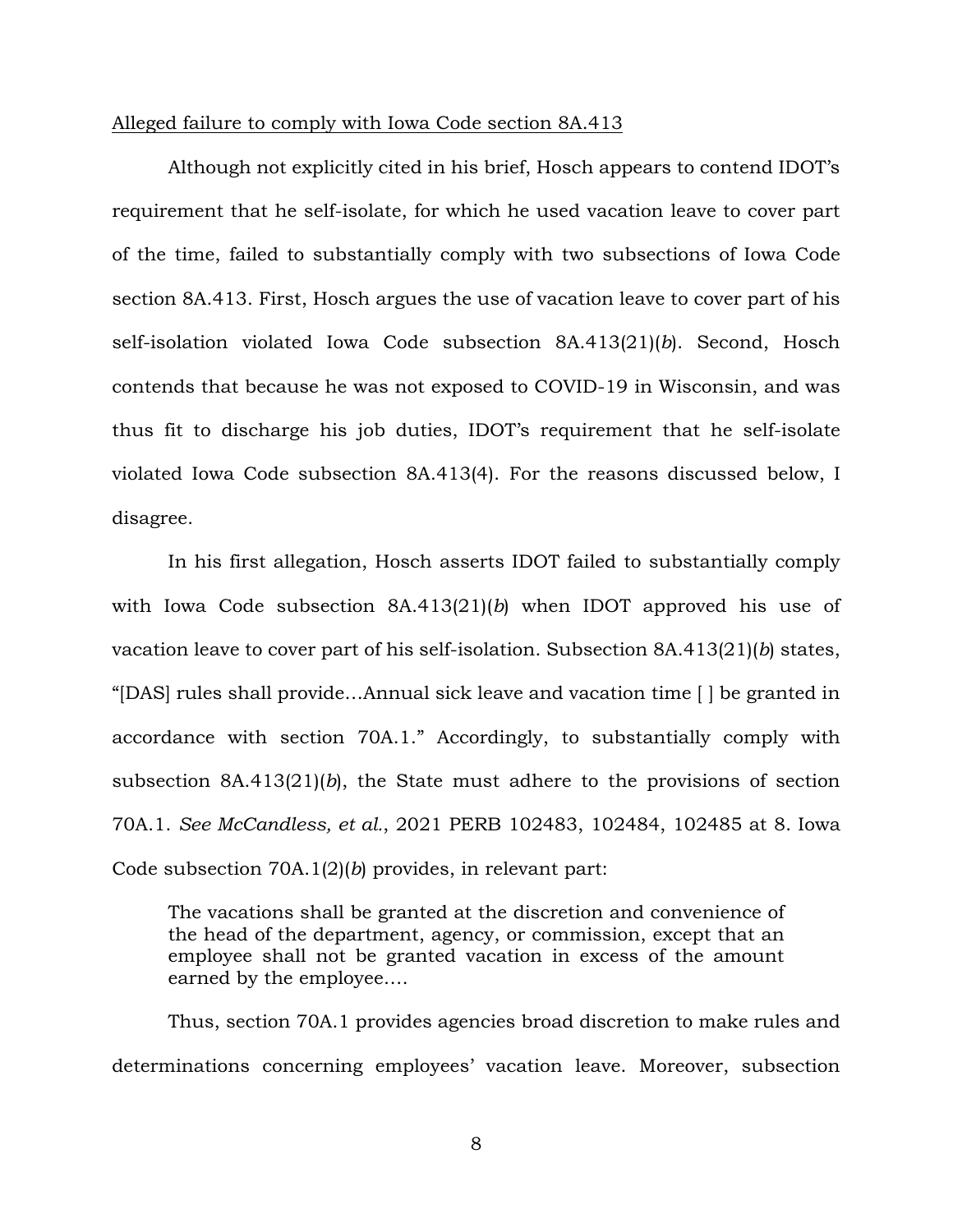Alleged failure to comply with Iowa Code section 8A.413

Although not explicitly cited in his brief, Hosch appears to contend IDOT's requirement that he self-isolate, for which he used vacation leave to cover part of the time, failed to substantially comply with two subsections of Iowa Code section 8A.413. First, Hosch argues the use of vacation leave to cover part of his self-isolation violated Iowa Code subsection 8A.413(21)(*b*). Second, Hosch contends that because he was not exposed to COVID-19 in Wisconsin, and was thus fit to discharge his job duties, IDOT's requirement that he self-isolate violated Iowa Code subsection 8A.413(4). For the reasons discussed below, I disagree.

In his first allegation, Hosch asserts IDOT failed to substantially comply with Iowa Code subsection 8A.413(21)(*b*) when IDOT approved his use of vacation leave to cover part of his self-isolation. Subsection 8A.413(21)(*b*) states, "[DAS] rules shall provide…Annual sick leave and vacation time [ ] be granted in accordance with section 70A.1." Accordingly, to substantially comply with subsection 8A.413(21)(*b*), the State must adhere to the provisions of section 70A.1. *See McCandless, et al.*, 2021 PERB 102483, 102484, 102485 at 8. Iowa Code subsection 70A.1(2)(*b*) provides, in relevant part:

> The vacations shall be granted at the discretion and convenience of the head of the department, agency, or commission, except that an employee shall not be granted vacation in excess of the amount earned by the employee….

Thus, section 70A.1 provides agencies broad discretion to make rules and determinations concerning employees' vacation leave. Moreover, subsection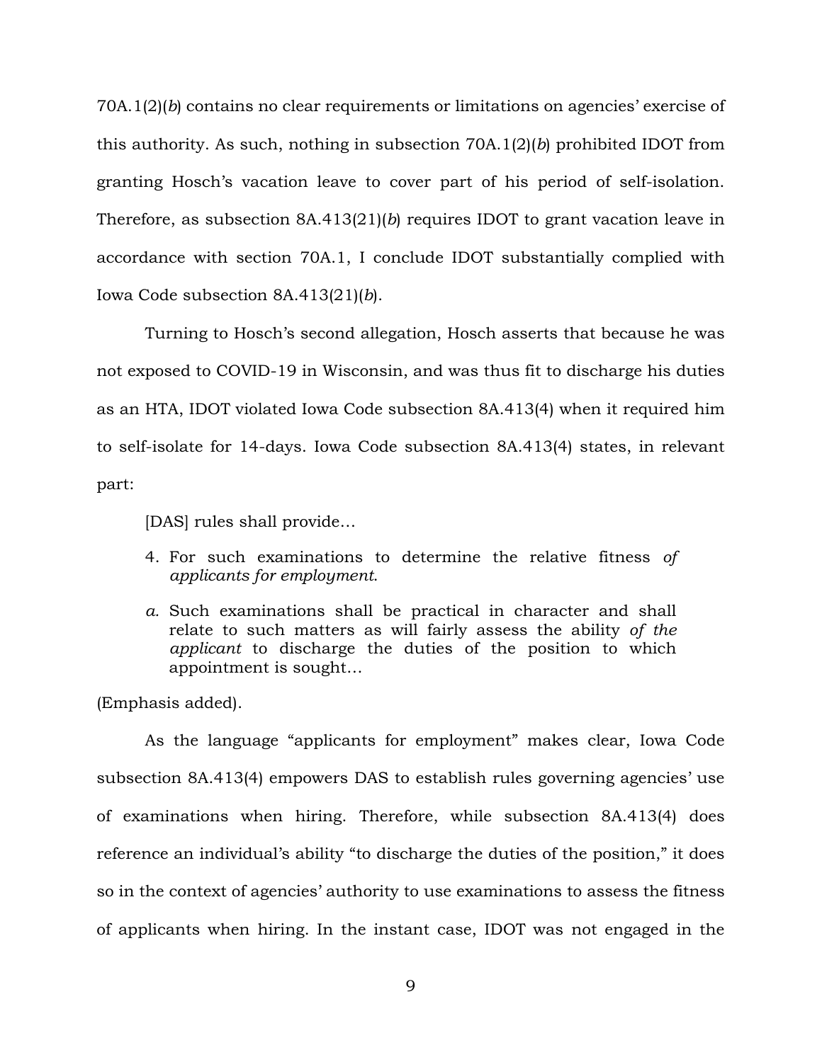70A.1(2)(*b*) contains no clear requirements or limitations on agencies' exercise of this authority. As such, nothing in subsection 70A.1(2)(*b*) prohibited IDOT from granting Hosch's vacation leave to cover part of his period of self-isolation. Therefore, as subsection 8A.413(21)(*b*) requires IDOT to grant vacation leave in accordance with section 70A.1, I conclude IDOT substantially complied with Iowa Code subsection 8A.413(21)(*b*).

Turning to Hosch's second allegation, Hosch asserts that because he was not exposed to COVID-19 in Wisconsin, and was thus fit to discharge his duties as an HTA, IDOT violated Iowa Code subsection 8A.413(4) when it required him to self-isolate for 14-days. Iowa Code subsection 8A.413(4) states, in relevant part:

> [DAS] rules shall provide…
>
> 4. For such examinations to determine the relative fitness *of applicants for employment*.
>
> *a.* Such examinations shall be practical in character and shall relate to such matters as will fairly assess the ability *of the applicant* to discharge the duties of the position to which appointment is sought…

(Emphasis added).

As the language "applicants for employment" makes clear, Iowa Code subsection 8A.413(4) empowers DAS to establish rules governing agencies' use of examinations when hiring. Therefore, while subsection 8A.413(4) does reference an individual's ability "to discharge the duties of the position," it does so in the context of agencies' authority to use examinations to assess the fitness of applicants when hiring. In the instant case, IDOT was not engaged in the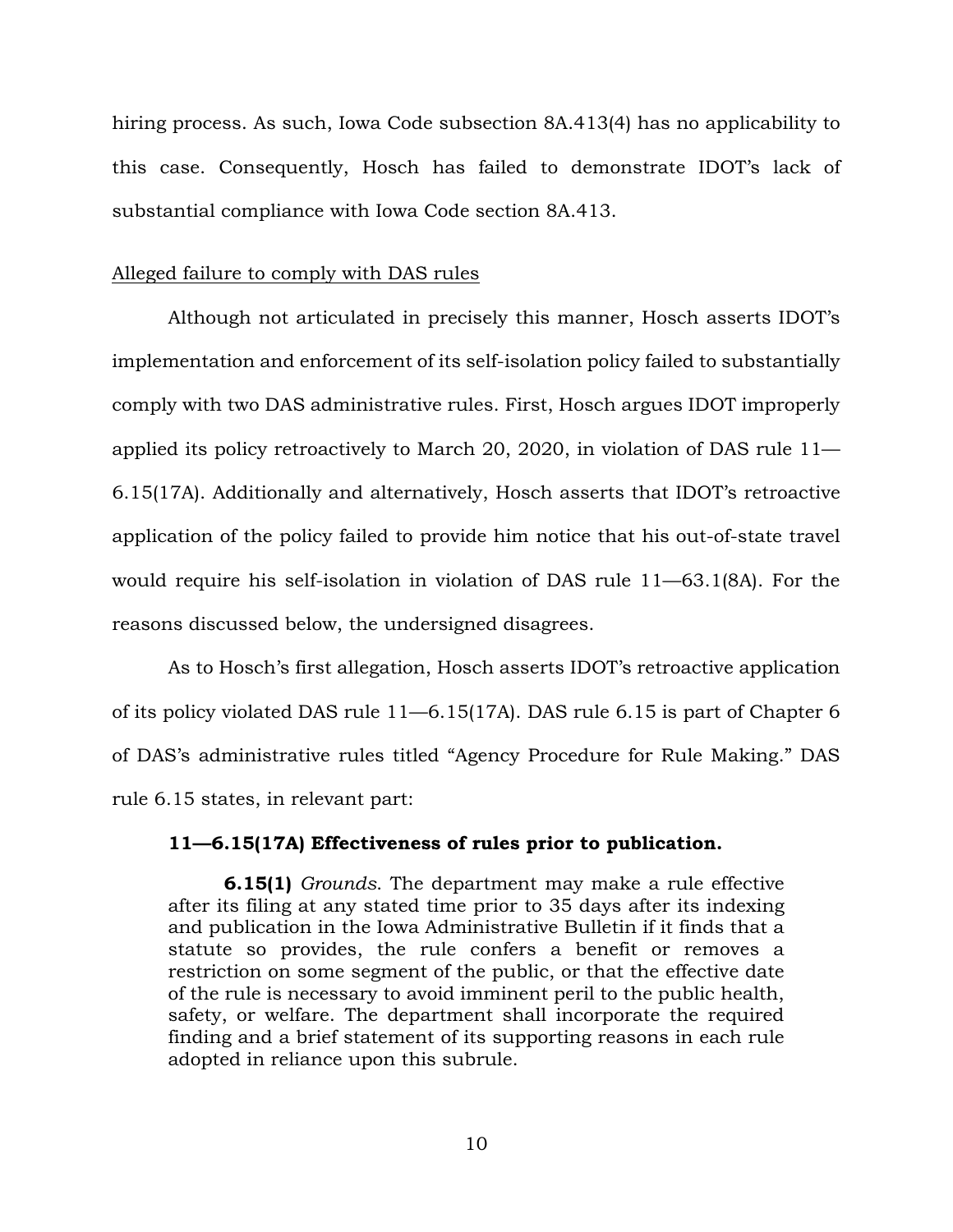hiring process. As such, Iowa Code subsection 8A.413(4) has no applicability to this case. Consequently, Hosch has failed to demonstrate IDOT's lack of substantial compliance with Iowa Code section 8A.413.

Alleged failure to comply with DAS rules

Although not articulated in precisely this manner, Hosch asserts IDOT's implementation and enforcement of its self-isolation policy failed to substantially comply with two DAS administrative rules. First, Hosch argues IDOT improperly applied its policy retroactively to March 20, 2020, in violation of DAS rule 11—6.15(17A). Additionally and alternatively, Hosch asserts that IDOT's retroactive application of the policy failed to provide him notice that his out-of-state travel would require his self-isolation in violation of DAS rule 11—63.1(8A). For the reasons discussed below, the undersigned disagrees.

As to Hosch's first allegation, Hosch asserts IDOT's retroactive application of its policy violated DAS rule 11—6.15(17A). DAS rule 6.15 is part of Chapter 6 of DAS's administrative rules titled "Agency Procedure for Rule Making." DAS rule 6.15 states, in relevant part:

> **11—6.15(17A) Effectiveness of rules prior to publication.**
>
> **6.15(1)** *Grounds*. The department may make a rule effective after its filing at any stated time prior to 35 days after its indexing and publication in the Iowa Administrative Bulletin if it finds that a statute so provides, the rule confers a benefit or removes a restriction on some segment of the public, or that the effective date of the rule is necessary to avoid imminent peril to the public health, safety, or welfare. The department shall incorporate the required finding and a brief statement of its supporting reasons in each rule adopted in reliance upon this subrule.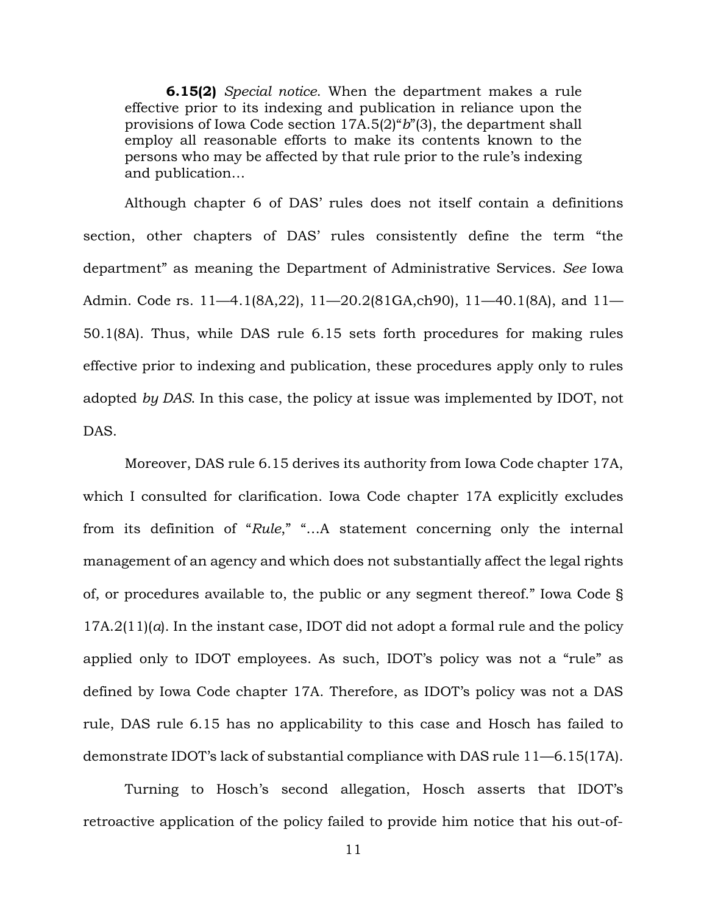> **6.15(2)** *Special notice*. When the department makes a rule effective prior to its indexing and publication in reliance upon the provisions of Iowa Code section 17A.5(2)"*b*"(3), the department shall employ all reasonable efforts to make its contents known to the persons who may be affected by that rule prior to the rule's indexing and publication…

Although chapter 6 of DAS' rules does not itself contain a definitions section, other chapters of DAS' rules consistently define the term "the department" as meaning the Department of Administrative Services. *See* Iowa Admin. Code rs. 11—4.1(8A,22), 11—20.2(81GA,ch90), 11—40.1(8A), and 11—50.1(8A). Thus, while DAS rule 6.15 sets forth procedures for making rules effective prior to indexing and publication, these procedures apply only to rules adopted *by DAS*. In this case, the policy at issue was implemented by IDOT, not DAS.

Moreover, DAS rule 6.15 derives its authority from Iowa Code chapter 17A, which I consulted for clarification. Iowa Code chapter 17A explicitly excludes from its definition of "*Rule*," "…A statement concerning only the internal management of an agency and which does not substantially affect the legal rights of, or procedures available to, the public or any segment thereof." Iowa Code § 17A.2(11)(*a*). In the instant case, IDOT did not adopt a formal rule and the policy applied only to IDOT employees. As such, IDOT's policy was not a "rule" as defined by Iowa Code chapter 17A. Therefore, as IDOT's policy was not a DAS rule, DAS rule 6.15 has no applicability to this case and Hosch has failed to demonstrate IDOT's lack of substantial compliance with DAS rule 11—6.15(17A).

Turning to Hosch's second allegation, Hosch asserts that IDOT's retroactive application of the policy failed to provide him notice that his out-of-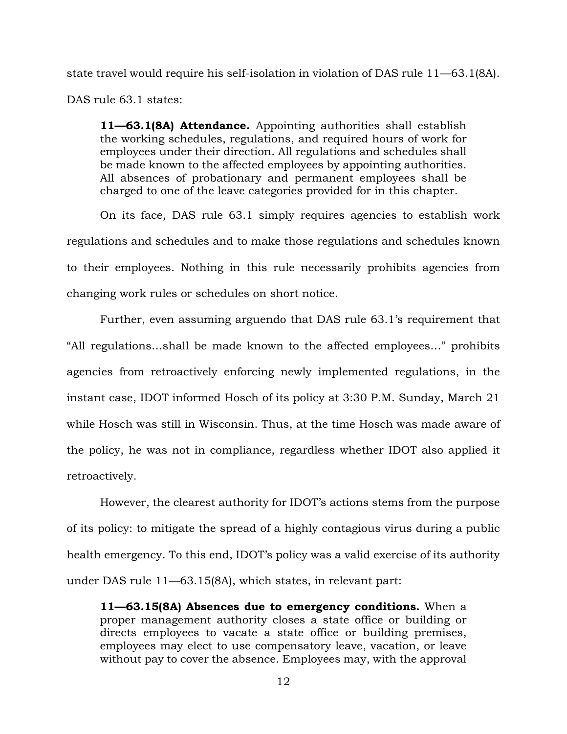state travel would require his self-isolation in violation of DAS rule 11—63.1(8A). DAS rule 63.1 states:

> **11—63.1(8A) Attendance.** Appointing authorities shall establish the working schedules, regulations, and required hours of work for employees under their direction. All regulations and schedules shall be made known to the affected employees by appointing authorities. All absences of probationary and permanent employees shall be charged to one of the leave categories provided for in this chapter.

On its face, DAS rule 63.1 simply requires agencies to establish work regulations and schedules and to make those regulations and schedules known to their employees. Nothing in this rule necessarily prohibits agencies from changing work rules or schedules on short notice.

Further, even assuming arguendo that DAS rule 63.1's requirement that "All regulations…shall be made known to the affected employees…" prohibits agencies from retroactively enforcing newly implemented regulations, in the instant case, IDOT informed Hosch of its policy at 3:30 P.M. Sunday, March 21 while Hosch was still in Wisconsin. Thus, at the time Hosch was made aware of the policy, he was not in compliance, regardless whether IDOT also applied it retroactively.

However, the clearest authority for IDOT's actions stems from the purpose of its policy: to mitigate the spread of a highly contagious virus during a public health emergency. To this end, IDOT's policy was a valid exercise of its authority under DAS rule 11—63.15(8A), which states, in relevant part:

> **11—63.15(8A) Absences due to emergency conditions.** When a proper management authority closes a state office or building or directs employees to vacate a state office or building premises, employees may elect to use compensatory leave, vacation, or leave without pay to cover the absence. Employees may, with the approval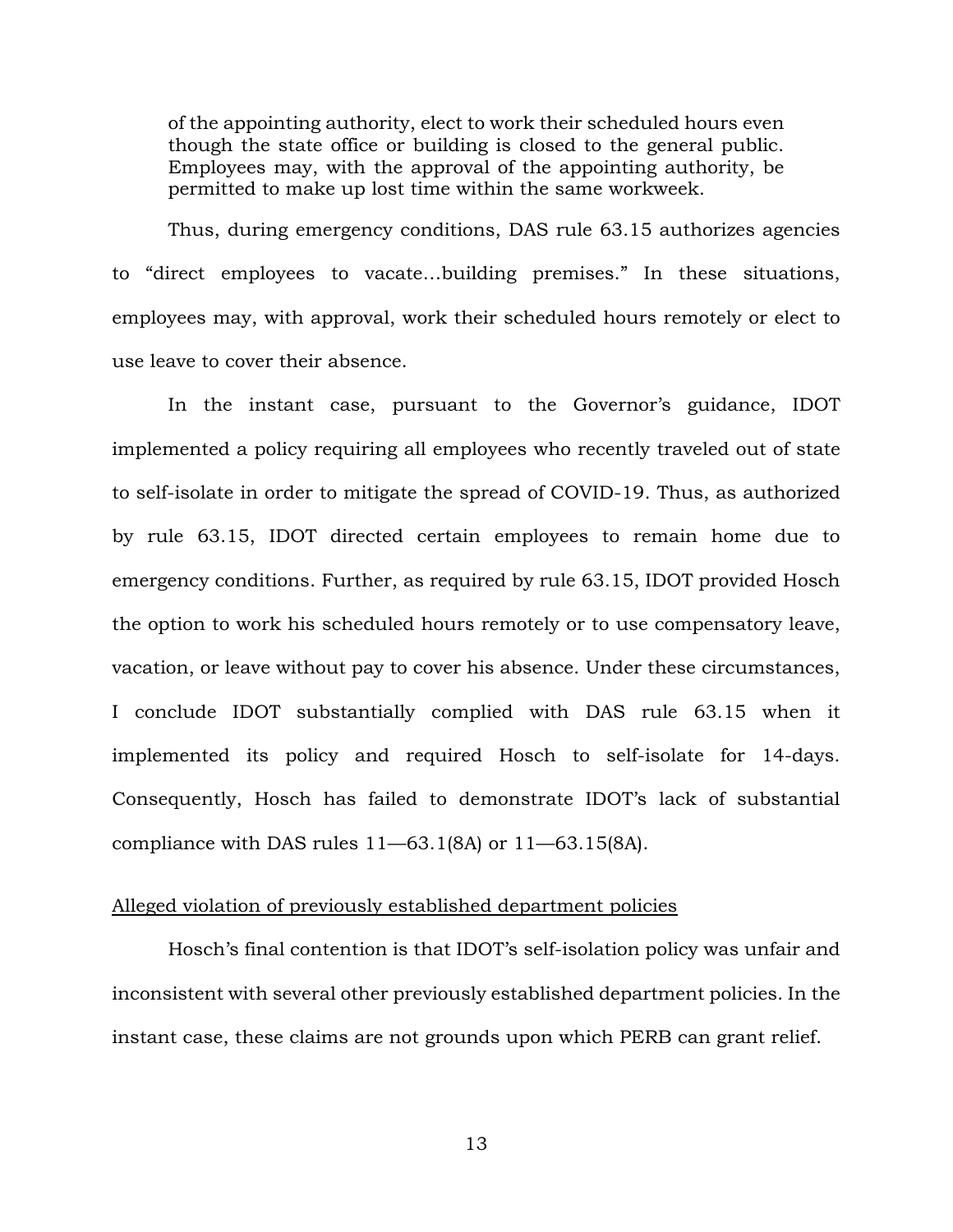> of the appointing authority, elect to work their scheduled hours even though the state office or building is closed to the general public. Employees may, with the approval of the appointing authority, be permitted to make up lost time within the same workweek.

Thus, during emergency conditions, DAS rule 63.15 authorizes agencies to "direct employees to vacate…building premises." In these situations, employees may, with approval, work their scheduled hours remotely or elect to use leave to cover their absence.

In the instant case, pursuant to the Governor's guidance, IDOT implemented a policy requiring all employees who recently traveled out of state to self-isolate in order to mitigate the spread of COVID-19. Thus, as authorized by rule 63.15, IDOT directed certain employees to remain home due to emergency conditions. Further, as required by rule 63.15, IDOT provided Hosch the option to work his scheduled hours remotely or to use compensatory leave, vacation, or leave without pay to cover his absence. Under these circumstances, I conclude IDOT substantially complied with DAS rule 63.15 when it implemented its policy and required Hosch to self-isolate for 14-days. Consequently, Hosch has failed to demonstrate IDOT's lack of substantial compliance with DAS rules 11—63.1(8A) or 11—63.15(8A).

<u>Alleged violation of previously established department policies</u>

Hosch's final contention is that IDOT's self-isolation policy was unfair and inconsistent with several other previously established department policies. In the instant case, these claims are not grounds upon which PERB can grant relief.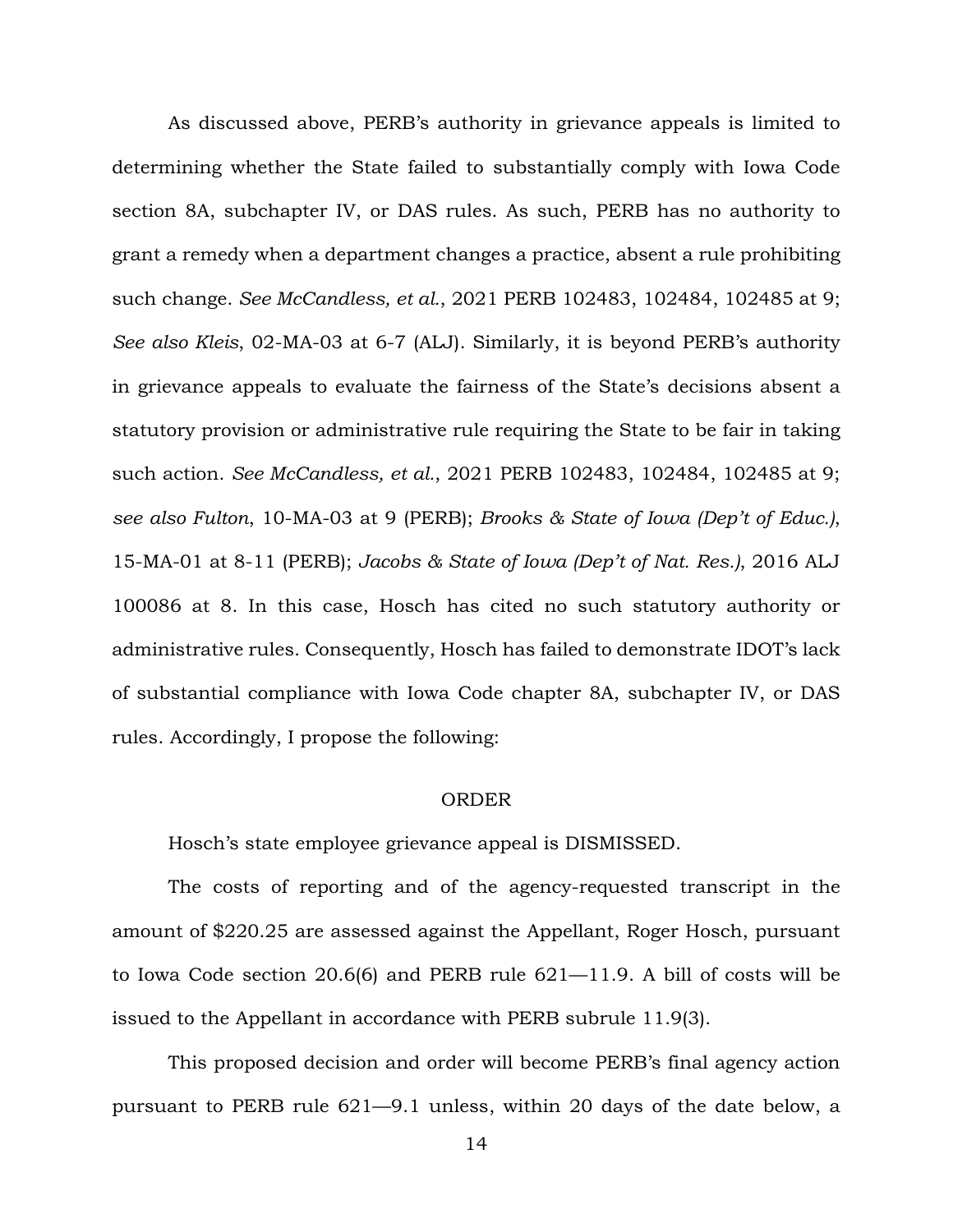As discussed above, PERB's authority in grievance appeals is limited to determining whether the State failed to substantially comply with Iowa Code section 8A, subchapter IV, or DAS rules. As such, PERB has no authority to grant a remedy when a department changes a practice, absent a rule prohibiting such change. *See McCandless, et al.*, 2021 PERB 102483, 102484, 102485 at 9; *See also Kleis*, 02-MA-03 at 6-7 (ALJ). Similarly, it is beyond PERB's authority in grievance appeals to evaluate the fairness of the State's decisions absent a statutory provision or administrative rule requiring the State to be fair in taking such action. *See McCandless, et al.*, 2021 PERB 102483, 102484, 102485 at 9; *see also Fulton*, 10-MA-03 at 9 (PERB); *Brooks & State of Iowa (Dep't of Educ.)*, 15-MA-01 at 8-11 (PERB); *Jacobs & State of Iowa (Dep't of Nat. Res.)*, 2016 ALJ 100086 at 8. In this case, Hosch has cited no such statutory authority or administrative rules. Consequently, Hosch has failed to demonstrate IDOT's lack of substantial compliance with Iowa Code chapter 8A, subchapter IV, or DAS rules. Accordingly, I propose the following:

## ORDER

Hosch's state employee grievance appeal is DISMISSED.

The costs of reporting and of the agency-requested transcript in the amount of $220.25 are assessed against the Appellant, Roger Hosch, pursuant to Iowa Code section 20.6(6) and PERB rule 621—11.9. A bill of costs will be issued to the Appellant in accordance with PERB subrule 11.9(3).

This proposed decision and order will become PERB's final agency action pursuant to PERB rule 621—9.1 unless, within 20 days of the date below, a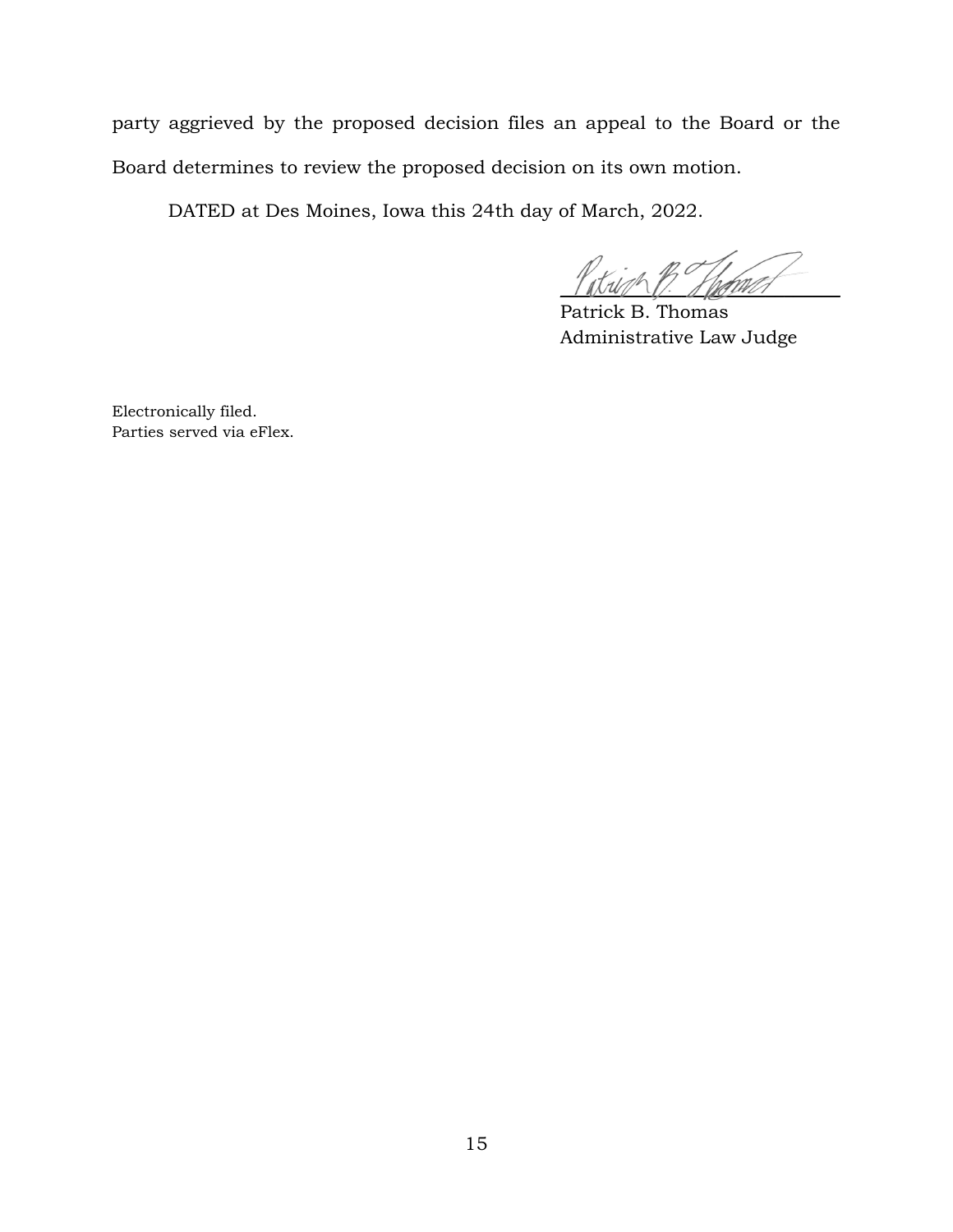party aggrieved by the proposed decision files an appeal to the Board or the Board determines to review the proposed decision on its own motion.

DATED at Des Moines, Iowa this 24th day of March, 2022.

Patrick B. Thomas
Administrative Law Judge

Electronically filed.
Parties served via eFlex.